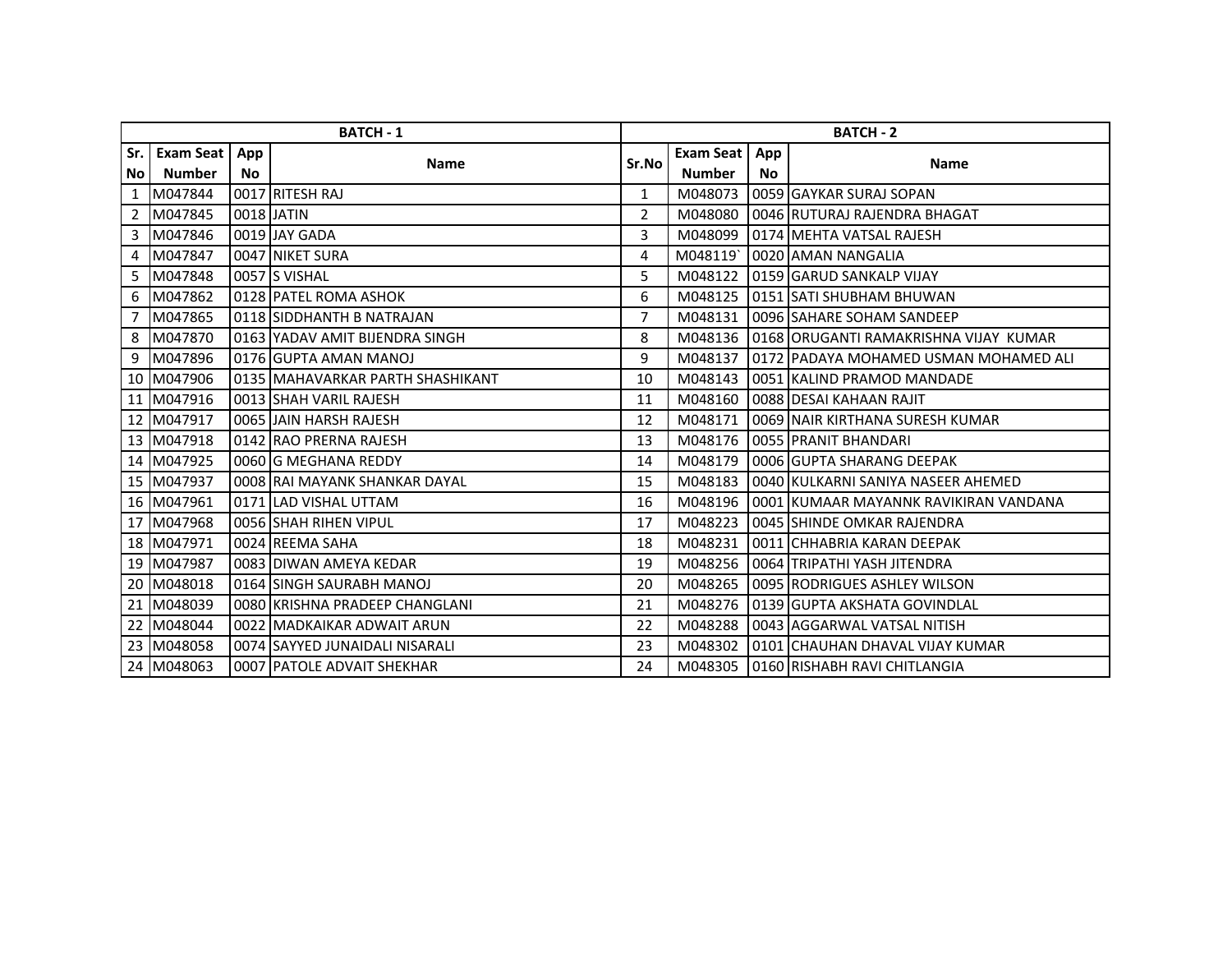| BATCH - 1 | | | | BATCH - 2 | | | |
|---|---|---|---|---|---|---|---|
| Sr. No | Exam Seat Number | App No | Name | Sr.No | Exam Seat Number | App No | Name |
| 1 | M047844 | 0017 | RITESH RAJ | 1 | M048073 | 0059 | GAYKAR SURAJ SOPAN |
| 2 | M047845 | 0018 | JATIN | 2 | M048080 | 0046 | RUTURAJ RAJENDRA BHAGAT |
| 3 | M047846 | 0019 | JAY GADA | 3 | M048099 | 0174 | MEHTA VATSAL RAJESH |
| 4 | M047847 | 0047 | NIKET SURA | 4 | M048119` | 0020 | AMAN NANGALIA |
| 5 | M047848 | 0057 | S VISHAL | 5 | M048122 | 0159 | GARUD SANKALP VIJAY |
| 6 | M047862 | 0128 | PATEL ROMA ASHOK | 6 | M048125 | 0151 | SATI SHUBHAM BHUWAN |
| 7 | M047865 | 0118 | SIDDHANTH B NATRAJAN | 7 | M048131 | 0096 | SAHARE SOHAM SANDEEP |
| 8 | M047870 | 0163 | YADAV AMIT BIJENDRA SINGH | 8 | M048136 | 0168 | ORUGANTI RAMAKRISHNA VIJAY KUMAR |
| 9 | M047896 | 0176 | GUPTA AMAN MANOJ | 9 | M048137 | 0172 | PADAYA MOHAMED USMAN MOHAMED ALI |
| 10 | M047906 | 0135 | MAHAVARKAR PARTH SHASHIKANT | 10 | M048143 | 0051 | KALIND PRAMOD MANDADE |
| 11 | M047916 | 0013 | SHAH VARIL RAJESH | 11 | M048160 | 0088 | DESAI KAHAAN RAJIT |
| 12 | M047917 | 0065 | JAIN HARSH RAJESH | 12 | M048171 | 0069 | NAIR KIRTHANA SURESH KUMAR |
| 13 | M047918 | 0142 | RAO PRERNA RAJESH | 13 | M048176 | 0055 | PRANIT BHANDARI |
| 14 | M047925 | 0060 | G MEGHANA REDDY | 14 | M048179 | 0006 | GUPTA SHARANG DEEPAK |
| 15 | M047937 | 0008 | RAI MAYANK SHANKAR DAYAL | 15 | M048183 | 0040 | KULKARNI SANIYA NASEER AHEMED |
| 16 | M047961 | 0171 | LAD VISHAL UTTAM | 16 | M048196 | 0001 | KUMAAR MAYANNK RAVIKIRAN VANDANA |
| 17 | M047968 | 0056 | SHAH RIHEN VIPUL | 17 | M048223 | 0045 | SHINDE OMKAR RAJENDRA |
| 18 | M047971 | 0024 | REEMA SAHA | 18 | M048231 | 0011 | CHHABRIA KARAN DEEPAK |
| 19 | M047987 | 0083 | DIWAN AMEYA KEDAR | 19 | M048256 | 0064 | TRIPATHI YASH JITENDRA |
| 20 | M048018 | 0164 | SINGH SAURABH MANOJ | 20 | M048265 | 0095 | RODRIGUES ASHLEY WILSON |
| 21 | M048039 | 0080 | KRISHNA PRADEEP CHANGLANI | 21 | M048276 | 0139 | GUPTA AKSHATA GOVINDLAL |
| 22 | M048044 | 0022 | MADKAIKAR ADWAIT ARUN | 22 | M048288 | 0043 | AGGARWAL VATSAL NITISH |
| 23 | M048058 | 0074 | SAYYED JUNAIDALI NISARALI | 23 | M048302 | 0101 | CHAUHAN DHAVAL VIJAY KUMAR |
| 24 | M048063 | 0007 | PATOLE ADVAIT SHEKHAR | 24 | M048305 | 0160 | RISHABH RAVI CHITLANGIA |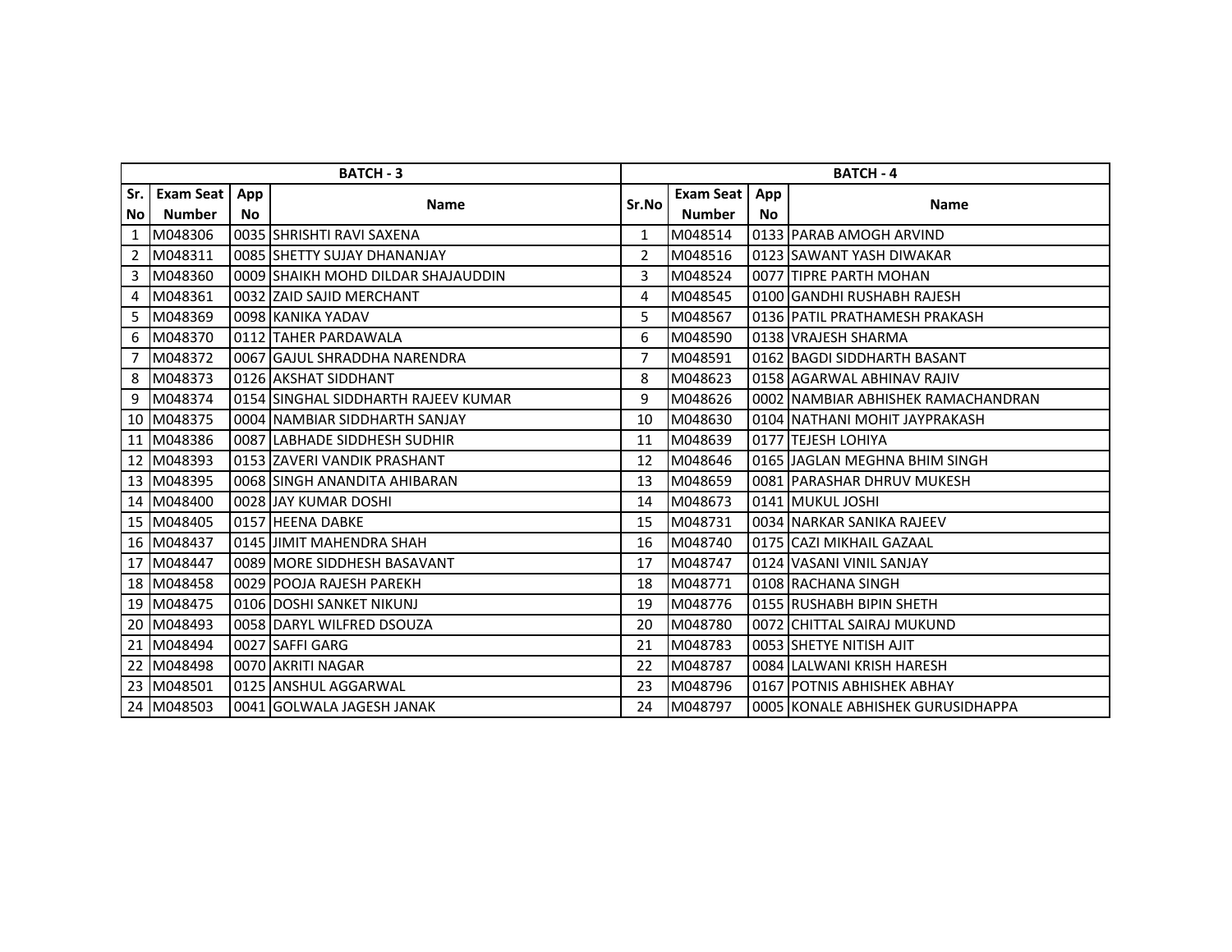| BATCH - 3 | | | | BATCH - 4 | | | |
|---|---|---|---|---|---|---|---|
| Sr. No | Exam Seat Number | App No | Name | Sr.No | Exam Seat Number | App No | Name |
| 1 | M048306 | 0035 | SHRISHTI RAVI SAXENA | 1 | M048514 | 0133 | PARAB AMOGH ARVIND |
| 2 | M048311 | 0085 | SHETTY SUJAY DHANANJAY | 2 | M048516 | 0123 | SAWANT YASH DIWAKAR |
| 3 | M048360 | 0009 | SHAIKH MOHD DILDAR SHAJAUDDIN | 3 | M048524 | 0077 | TIPRE PARTH MOHAN |
| 4 | M048361 | 0032 | ZAID SAJID MERCHANT | 4 | M048545 | 0100 | GANDHI RUSHABH RAJESH |
| 5 | M048369 | 0098 | KANIKA YADAV | 5 | M048567 | 0136 | PATIL PRATHAMESH PRAKASH |
| 6 | M048370 | 0112 | TAHER PARDAWALA | 6 | M048590 | 0138 | VRAJESH SHARMA |
| 7 | M048372 | 0067 | GAJUL SHRADDHA NARENDRA | 7 | M048591 | 0162 | BAGDI SIDDHARTH BASANT |
| 8 | M048373 | 0126 | AKSHAT SIDDHANT | 8 | M048623 | 0158 | AGARWAL ABHINAV RAJIV |
| 9 | M048374 | 0154 | SINGHAL SIDDHARTH RAJEEV KUMAR | 9 | M048626 | 0002 | NAMBIAR ABHISHEK RAMACHANDRAN |
| 10 | M048375 | 0004 | NAMBIAR SIDDHARTH SANJAY | 10 | M048630 | 0104 | NATHANI MOHIT JAYPRAKASH |
| 11 | M048386 | 0087 | LABHADE SIDDHESH SUDHIR | 11 | M048639 | 0177 | TEJESH LOHIYA |
| 12 | M048393 | 0153 | ZAVERI VANDIK PRASHANT | 12 | M048646 | 0165 | JAGLAN MEGHNA BHIM SINGH |
| 13 | M048395 | 0068 | SINGH ANANDITA AHIBARAN | 13 | M048659 | 0081 | PARASHAR DHRUV MUKESH |
| 14 | M048400 | 0028 | JAY KUMAR DOSHI | 14 | M048673 | 0141 | MUKUL JOSHI |
| 15 | M048405 | 0157 | HEENA DABKE | 15 | M048731 | 0034 | NARKAR SANIKA RAJEEV |
| 16 | M048437 | 0145 | JIMIT MAHENDRA SHAH | 16 | M048740 | 0175 | CAZI MIKHAIL GAZAAL |
| 17 | M048447 | 0089 | MORE SIDDHESH BASAVANT | 17 | M048747 | 0124 | VASANI VINIL SANJAY |
| 18 | M048458 | 0029 | POOJA RAJESH PAREKH | 18 | M048771 | 0108 | RACHANA SINGH |
| 19 | M048475 | 0106 | DOSHI SANKET NIKUNJ | 19 | M048776 | 0155 | RUSHABH BIPIN SHETH |
| 20 | M048493 | 0058 | DARYL WILFRED DSOUZA | 20 | M048780 | 0072 | CHITTAL SAIRAJ MUKUND |
| 21 | M048494 | 0027 | SAFFI GARG | 21 | M048783 | 0053 | SHETYE NITISH AJIT |
| 22 | M048498 | 0070 | AKRITI NAGAR | 22 | M048787 | 0084 | LALWANI KRISH HARESH |
| 23 | M048501 | 0125 | ANSHUL AGGARWAL | 23 | M048796 | 0167 | POTNIS ABHISHEK ABHAY |
| 24 | M048503 | 0041 | GOLWALA JAGESH JANAK | 24 | M048797 | 0005 | KONALE ABHISHEK GURUSIDHAPPA |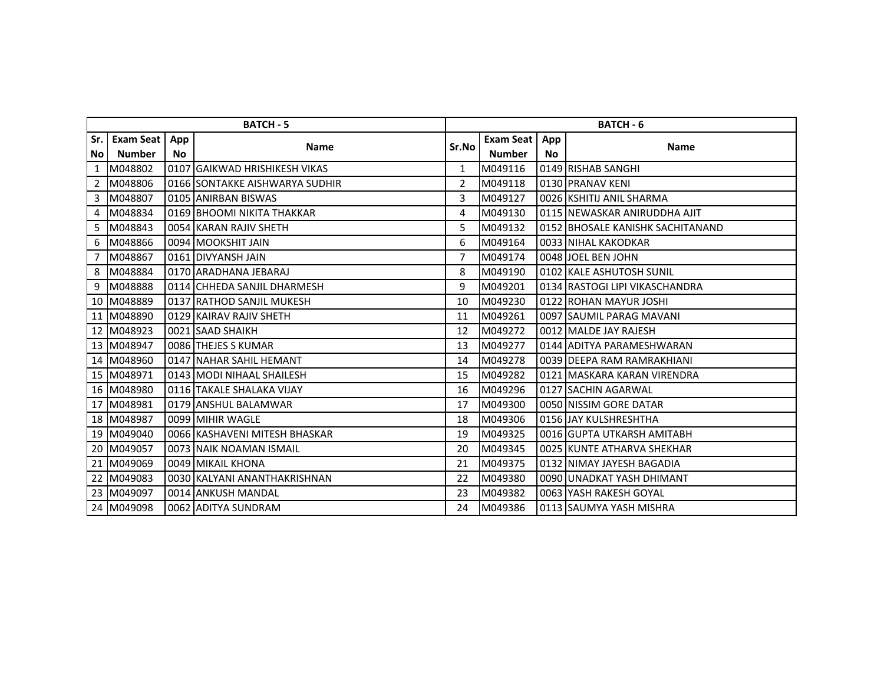| BATCH - 5 | | | | BATCH - 6 | | | |
|---|---|---|---|---|---|---|---|
| Sr. No | Exam Seat Number | App No | Name | Sr.No | Exam Seat Number | App No | Name |
| 1 | M048802 | 0107 | GAIKWAD HRISHIKESH VIKAS | 1 | M049116 | 0149 | RISHAB SANGHI |
| 2 | M048806 | 0166 | SONTAKKE AISHWARYA SUDHIR | 2 | M049118 | 0130 | PRANAV KENI |
| 3 | M048807 | 0105 | ANIRBAN BISWAS | 3 | M049127 | 0026 | KSHITIJ ANIL SHARMA |
| 4 | M048834 | 0169 | BHOOMI NIKITA THAKKAR | 4 | M049130 | 0115 | NEWASKAR ANIRUDDHA AJIT |
| 5 | M048843 | 0054 | KARAN RAJIV SHETH | 5 | M049132 | 0152 | BHOSALE KANISHK SACHITANAND |
| 6 | M048866 | 0094 | MOOKSHIT JAIN | 6 | M049164 | 0033 | NIHAL KAKODKAR |
| 7 | M048867 | 0161 | DIVYANSH JAIN | 7 | M049174 | 0048 | JOEL BEN JOHN |
| 8 | M048884 | 0170 | ARADHANA JEBARAJ | 8 | M049190 | 0102 | KALE ASHUTOSH SUNIL |
| 9 | M048888 | 0114 | CHHEDA SANJIL DHARMESH | 9 | M049201 | 0134 | RASTOGI LIPI VIKASCHANDRA |
| 10 | M048889 | 0137 | RATHOD SANJIL MUKESH | 10 | M049230 | 0122 | ROHAN MAYUR JOSHI |
| 11 | M048890 | 0129 | KAIRAV RAJIV SHETH | 11 | M049261 | 0097 | SAUMIL PARAG MAVANI |
| 12 | M048923 | 0021 | SAAD SHAIKH | 12 | M049272 | 0012 | MALDE JAY RAJESH |
| 13 | M048947 | 0086 | THEJES S KUMAR | 13 | M049277 | 0144 | ADITYA PARAMESHWARAN |
| 14 | M048960 | 0147 | NAHAR SAHIL HEMANT | 14 | M049278 | 0039 | DEEPA RAM RAMRAKHIANI |
| 15 | M048971 | 0143 | MODI NIHAAL SHAILESH | 15 | M049282 | 0121 | MASKARA KARAN VIRENDRA |
| 16 | M048980 | 0116 | TAKALE SHALAKA VIJAY | 16 | M049296 | 0127 | SACHIN AGARWAL |
| 17 | M048981 | 0179 | ANSHUL BALAMWAR | 17 | M049300 | 0050 | NISSIM GORE DATAR |
| 18 | M048987 | 0099 | MIHIR WAGLE | 18 | M049306 | 0156 | JAY KULSHRESHTHA |
| 19 | M049040 | 0066 | KASHAVENI MITESH BHASKAR | 19 | M049325 | 0016 | GUPTA UTKARSH AMITABH |
| 20 | M049057 | 0073 | NAIK NOAMAN ISMAIL | 20 | M049345 | 0025 | KUNTE ATHARVA SHEKHAR |
| 21 | M049069 | 0049 | MIKAIL KHONA | 21 | M049375 | 0132 | NIMAY JAYESH BAGADIA |
| 22 | M049083 | 0030 | KALYANI ANANTHAKRISHNAN | 22 | M049380 | 0090 | UNADKAT YASH DHIMANT |
| 23 | M049097 | 0014 | ANKUSH MANDAL | 23 | M049382 | 0063 | YASH RAKESH GOYAL |
| 24 | M049098 | 0062 | ADITYA SUNDRAM | 24 | M049386 | 0113 | SAUMYA YASH MISHRA |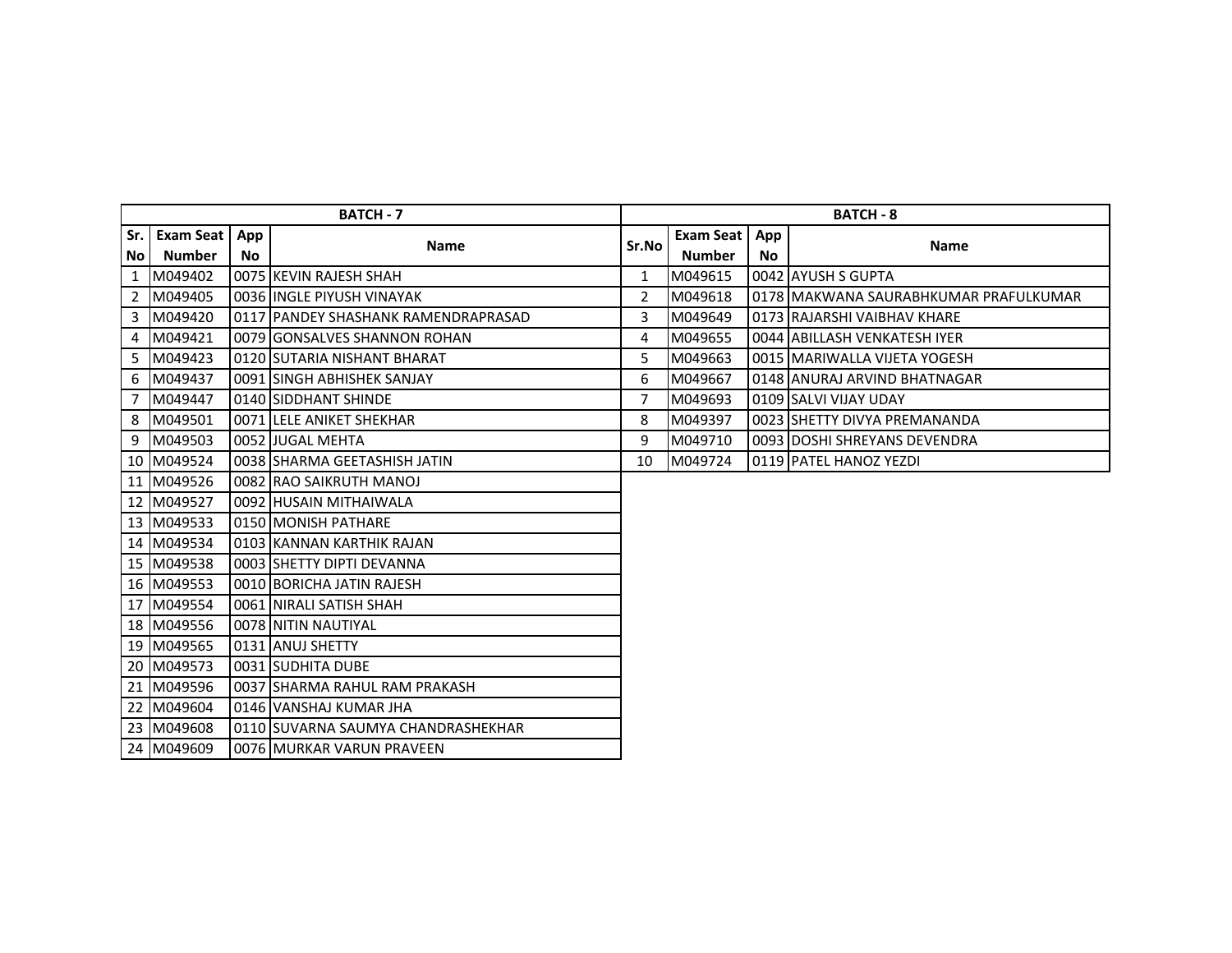| BATCH - 7 | | | | BATCH - 8 | | | |
|---|---|---|---|---|---|---|---|
| Sr. No | Exam Seat Number | App No | Name | Sr.No | Exam Seat Number | App No | Name |
| 1 | M049402 | 0075 | KEVIN RAJESH SHAH | 1 | M049615 | 0042 | AYUSH S GUPTA |
| 2 | M049405 | 0036 | INGLE PIYUSH VINAYAK | 2 | M049618 | 0178 | MAKWANA SAURABHKUMAR PRAFULKUMAR |
| 3 | M049420 | 0117 | PANDEY SHASHANK RAMENDRAPRASAD | 3 | M049649 | 0173 | RAJARSHI VAIBHAV KHARE |
| 4 | M049421 | 0079 | GONSALVES SHANNON ROHAN | 4 | M049655 | 0044 | ABILLASH VENKATESH IYER |
| 5 | M049423 | 0120 | SUTARIA NISHANT BHARAT | 5 | M049663 | 0015 | MARIWALLA VIJETA YOGESH |
| 6 | M049437 | 0091 | SINGH ABHISHEK SANJAY | 6 | M049667 | 0148 | ANURAJ ARVIND BHATNAGAR |
| 7 | M049447 | 0140 | SIDDHANT SHINDE | 7 | M049693 | 0109 | SALVI VIJAY UDAY |
| 8 | M049501 | 0071 | LELE ANIKET SHEKHAR | 8 | M049397 | 0023 | SHETTY DIVYA PREMANANDA |
| 9 | M049503 | 0052 | JUGAL MEHTA | 9 | M049710 | 0093 | DOSHI SHREYANS DEVENDRA |
| 10 | M049524 | 0038 | SHARMA GEETASHISH JATIN | 10 | M049724 | 0119 | PATEL HANOZ YEZDI |
| 11 | M049526 | 0082 | RAO SAIKRUTH MANOJ | | | | |
| 12 | M049527 | 0092 | HUSAIN MITHAIWALA | | | | |
| 13 | M049533 | 0150 | MONISH PATHARE | | | | |
| 14 | M049534 | 0103 | KANNAN KARTHIK RAJAN | | | | |
| 15 | M049538 | 0003 | SHETTY DIPTI DEVANNA | | | | |
| 16 | M049553 | 0010 | BORICHA JATIN RAJESH | | | | |
| 17 | M049554 | 0061 | NIRALI SATISH SHAH | | | | |
| 18 | M049556 | 0078 | NITIN NAUTIYAL | | | | |
| 19 | M049565 | 0131 | ANUJ SHETTY | | | | |
| 20 | M049573 | 0031 | SUDHITA DUBE | | | | |
| 21 | M049596 | 0037 | SHARMA RAHUL RAM PRAKASH | | | | |
| 22 | M049604 | 0146 | VANSHAJ KUMAR JHA | | | | |
| 23 | M049608 | 0110 | SUVARNA SAUMYA CHANDRASHEKHAR | | | | |
| 24 | M049609 | 0076 | MURKAR VARUN PRAVEEN | | | | |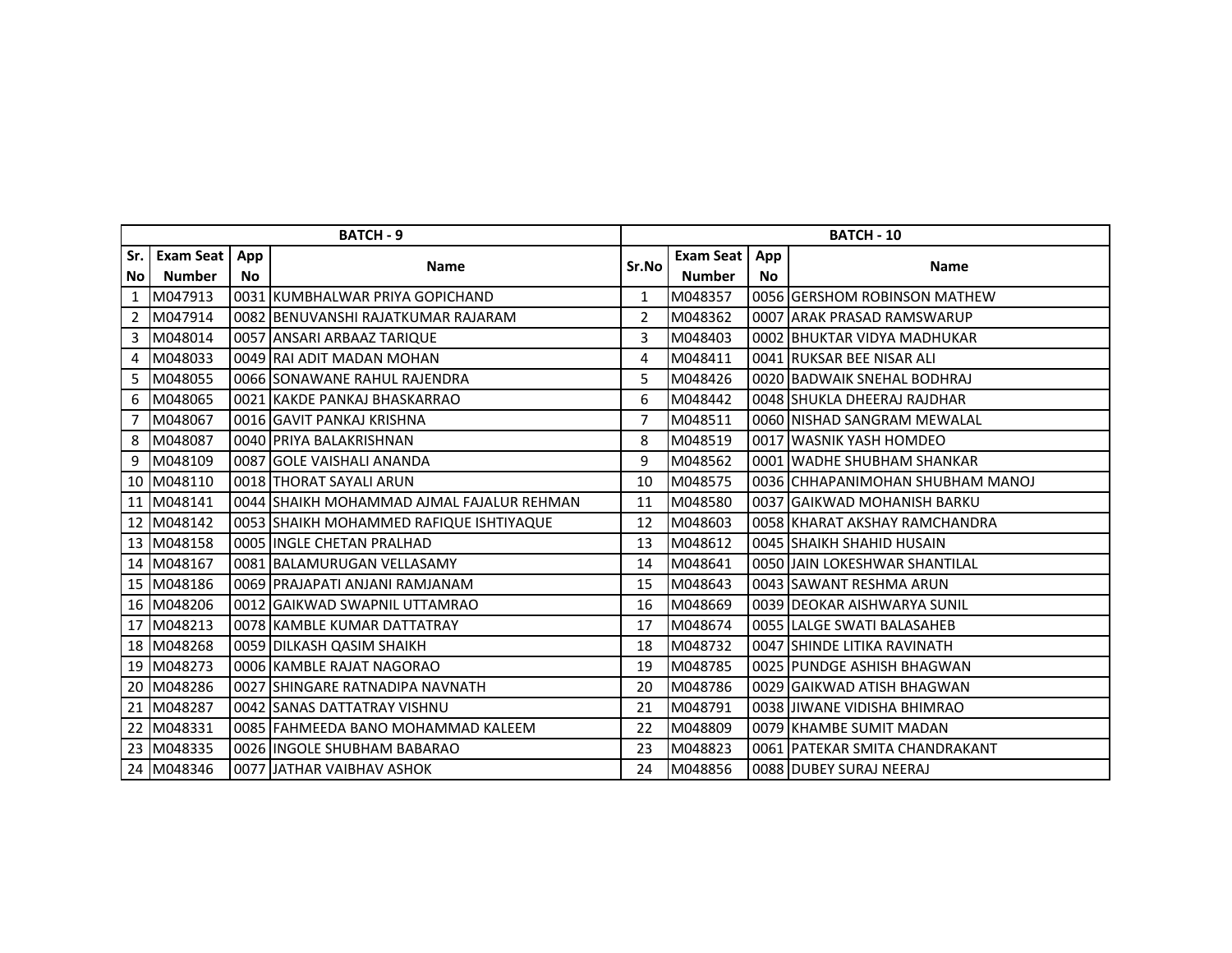| BATCH - 9 | | | | BATCH - 10 | | | |
|---|---|---|---|---|---|---|---|
| Sr. No | Exam Seat Number | App No | Name | Sr.No | Exam Seat Number | App No | Name |
| 1 | M047913 | 0031 | KUMBHALWAR PRIYA GOPICHAND | 1 | M048357 | 0056 | GERSHOM ROBINSON MATHEW |
| 2 | M047914 | 0082 | BENUVANSHI RAJATKUMAR RAJARAM | 2 | M048362 | 0007 | ARAK PRASAD RAMSWARUP |
| 3 | M048014 | 0057 | ANSARI ARBAAZ TARIQUE | 3 | M048403 | 0002 | BHUKTAR VIDYA MADHUKAR |
| 4 | M048033 | 0049 | RAI ADIT MADAN MOHAN | 4 | M048411 | 0041 | RUKSAR BEE NISAR ALI |
| 5 | M048055 | 0066 | SONAWANE RAHUL RAJENDRA | 5 | M048426 | 0020 | BADWAIK SNEHAL BODHRAJ |
| 6 | M048065 | 0021 | KAKDE PANKAJ BHASKARRAO | 6 | M048442 | 0048 | SHUKLA DHEERAJ RAJDHAR |
| 7 | M048067 | 0016 | GAVIT PANKAJ KRISHNA | 7 | M048511 | 0060 | NISHAD SANGRAM MEWALAL |
| 8 | M048087 | 0040 | PRIYA BALAKRISHNAN | 8 | M048519 | 0017 | WASNIK YASH HOMDEO |
| 9 | M048109 | 0087 | GOLE VAISHALI ANANDA | 9 | M048562 | 0001 | WADHE SHUBHAM SHANKAR |
| 10 | M048110 | 0018 | THORAT SAYALI ARUN | 10 | M048575 | 0036 | CHHAPANIMOHAN SHUBHAM MANOJ |
| 11 | M048141 | 0044 | SHAIKH MOHAMMAD AJMAL FAJALUR REHMAN | 11 | M048580 | 0037 | GAIKWAD MOHANISH BARKU |
| 12 | M048142 | 0053 | SHAIKH MOHAMMED RAFIQUE ISHTIYAQUE | 12 | M048603 | 0058 | KHARAT AKSHAY RAMCHANDRA |
| 13 | M048158 | 0005 | INGLE CHETAN PRALHAD | 13 | M048612 | 0045 | SHAIKH SHAHID HUSAIN |
| 14 | M048167 | 0081 | BALAMURUGAN VELLASAMY | 14 | M048641 | 0050 | JAIN LOKESHWAR SHANTILAL |
| 15 | M048186 | 0069 | PRAJAPATI ANJANI RAMJANAM | 15 | M048643 | 0043 | SAWANT RESHMA ARUN |
| 16 | M048206 | 0012 | GAIKWAD SWAPNIL UTTAMRAO | 16 | M048669 | 0039 | DEOKAR AISHWARYA SUNIL |
| 17 | M048213 | 0078 | KAMBLE KUMAR DATTATRAY | 17 | M048674 | 0055 | LALGE SWATI BALASAHEB |
| 18 | M048268 | 0059 | DILKASH QASIM SHAIKH | 18 | M048732 | 0047 | SHINDE LITIKA RAVINATH |
| 19 | M048273 | 0006 | KAMBLE RAJAT NAGORAO | 19 | M048785 | 0025 | PUNDGE ASHISH BHAGWAN |
| 20 | M048286 | 0027 | SHINGARE RATNADIPA NAVNATH | 20 | M048786 | 0029 | GAIKWAD ATISH BHAGWAN |
| 21 | M048287 | 0042 | SANAS DATTATRAY VISHNU | 21 | M048791 | 0038 | JIWANE VIDISHA BHIMRAO |
| 22 | M048331 | 0085 | FAHMEEDA BANO MOHAMMAD KALEEM | 22 | M048809 | 0079 | KHAMBE SUMIT MADAN |
| 23 | M048335 | 0026 | INGOLE SHUBHAM BABARAO | 23 | M048823 | 0061 | PATEKAR SMITA CHANDRAKANT |
| 24 | M048346 | 0077 | JATHAR VAIBHAV ASHOK | 24 | M048856 | 0088 | DUBEY SURAJ NEERAJ |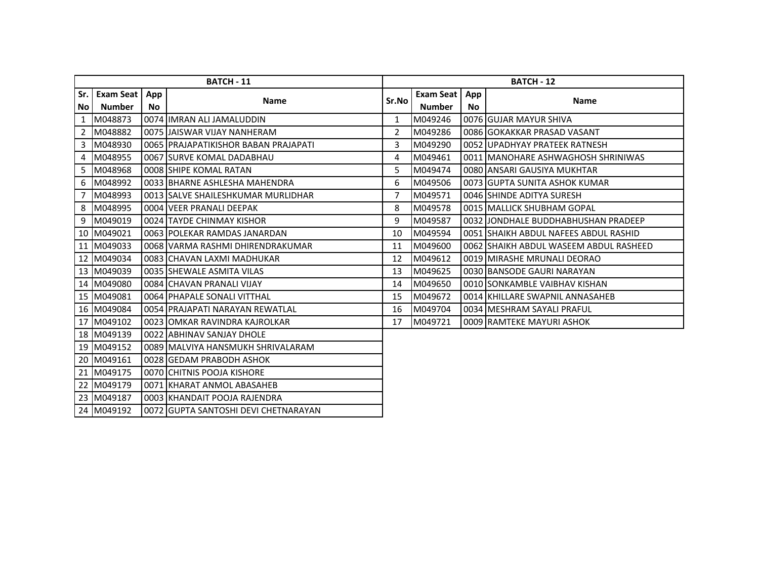| BATCH - 11 | | | | BATCH - 12 | | | |
|---|---|---|---|---|---|---|---|
| Sr. No | Exam Seat Number | App No | Name | Sr.No | Exam Seat Number | App No | Name |
| 1 | M048873 | 0074 | IMRAN ALI JAMALUDDIN | 1 | M049246 | 0076 | GUJAR MAYUR SHIVA |
| 2 | M048882 | 0075 | JAISWAR VIJAY NANHERAM | 2 | M049286 | 0086 | GOKAKKAR PRASAD VASANT |
| 3 | M048930 | 0065 | PRAJAPATIKISHOR BABAN PRAJAPATI | 3 | M049290 | 0052 | UPADHYAY PRATEEK RATNESH |
| 4 | M048955 | 0067 | SURVE KOMAL DADABHAU | 4 | M049461 | 0011 | MANOHARE ASHWAGHOSH SHRINIWAS |
| 5 | M048968 | 0008 | SHIPE KOMAL RATAN | 5 | M049474 | 0080 | ANSARI GAUSIYA MUKHTAR |
| 6 | M048992 | 0033 | BHARNE ASHLESHA MAHENDRA | 6 | M049506 | 0073 | GUPTA SUNITA ASHOK KUMAR |
| 7 | M048993 | 0013 | SALVE SHAILESHKUMAR MURLIDHAR | 7 | M049571 | 0046 | SHINDE ADITYA SURESH |
| 8 | M048995 | 0004 | VEER PRANALI DEEPAK | 8 | M049578 | 0015 | MALLICK SHUBHAM GOPAL |
| 9 | M049019 | 0024 | TAYDE CHINMAY KISHOR | 9 | M049587 | 0032 | JONDHALE BUDDHABHUSHAN PRADEEP |
| 10 | M049021 | 0063 | POLEKAR RAMDAS JANARDAN | 10 | M049594 | 0051 | SHAIKH ABDUL NAFEES ABDUL RASHID |
| 11 | M049033 | 0068 | VARMA RASHMI DHIRENDRAKUMAR | 11 | M049600 | 0062 | SHAIKH ABDUL WASEEM ABDUL RASHEED |
| 12 | M049034 | 0083 | CHAVAN LAXMI MADHUKAR | 12 | M049612 | 0019 | MIRASHE MRUNALI DEORAO |
| 13 | M049039 | 0035 | SHEWALE ASMITA VILAS | 13 | M049625 | 0030 | BANSODE GAURI NARAYAN |
| 14 | M049080 | 0084 | CHAVAN PRANALI VIJAY | 14 | M049650 | 0010 | SONKAMBLE VAIBHAV KISHAN |
| 15 | M049081 | 0064 | PHAPALE SONALI VITTHAL | 15 | M049672 | 0014 | KHILLARE SWAPNIL ANNASAHEB |
| 16 | M049084 | 0054 | PRAJAPATI NARAYAN REWATLAL | 16 | M049704 | 0034 | MESHRAM SAYALI PRAFUL |
| 17 | M049102 | 0023 | OMKAR RAVINDRA KAJROLKAR | 17 | M049721 | 0009 | RAMTEKE MAYURI ASHOK |
| 18 | M049139 | 0022 | ABHINAV SANJAY DHOLE | | | | |
| 19 | M049152 | 0089 | MALVIYA HANSMUKH SHRIVALARAM | | | | |
| 20 | M049161 | 0028 | GEDAM PRABODH ASHOK | | | | |
| 21 | M049175 | 0070 | CHITNIS POOJA KISHORE | | | | |
| 22 | M049179 | 0071 | KHARAT ANMOL ABASAHEB | | | | |
| 23 | M049187 | 0003 | KHANDAIT POOJA RAJENDRA | | | | |
| 24 | M049192 | 0072 | GUPTA SANTOSHI DEVI CHETNARAYAN | | | | |